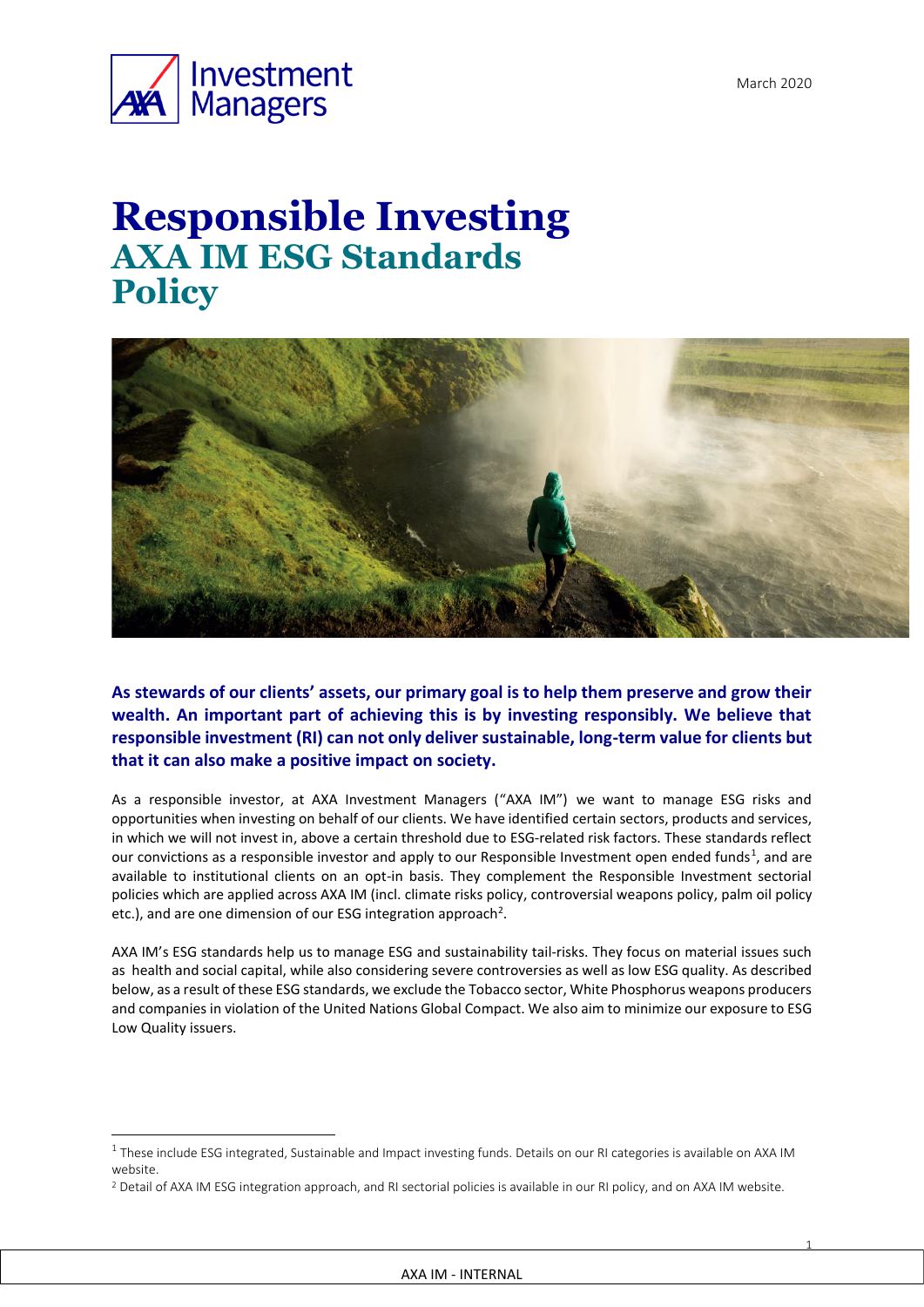March 2020

# Responsible Investing

## AXA IM ESG Standards Policy

**As stewards of our clients' assets, our primary goal is to help them preserve and grow their wealth. An important part of achieving this is by investing responsibly. We believe that responsible investment (RI) can not only deliver sustainable, long-term value for clients but that it can also make a positive impact on society.**

As a responsible investor, at AXA Investment Managers ("AXA IM") we want to manage ESG risks and opportunities when investing on behalf of our clients. We have identified certain sectors, products and services, in which we will not invest in, above a certain threshold due to ESG-related risk factors. These standards reflect our convictions as a responsible investor and apply to our Responsible Investment open ended funds[1], and are available to institutional clients on an opt-in basis. They complement the Responsible Investment sectorial policies which are applied across AXA IM (incl. climate risks policy, controversial weapons policy, palm oil policy etc.), and are one dimension of our ESG integration approach[2].

AXA IM's ESG standards help us to manage ESG and sustainability tail-risks. They focus on material issues such as health and social capital, while also considering severe controversies as well as low ESG quality. As described below, as a result of these ESG standards, we exclude the Tobacco sector, White Phosphorus weapons producers and companies in violation of the United Nations Global Compact. We also aim to minimize our exposure to ESG Low Quality issuers.

---

[1] These include ESG integrated, Sustainable and Impact investing funds. Details on our RI categories is available on AXA IM website.

[2] Detail of AXA IM ESG integration approach, and RI sectorial policies is available in our RI policy, and on AXA IM website.

AXA IM - INTERNAL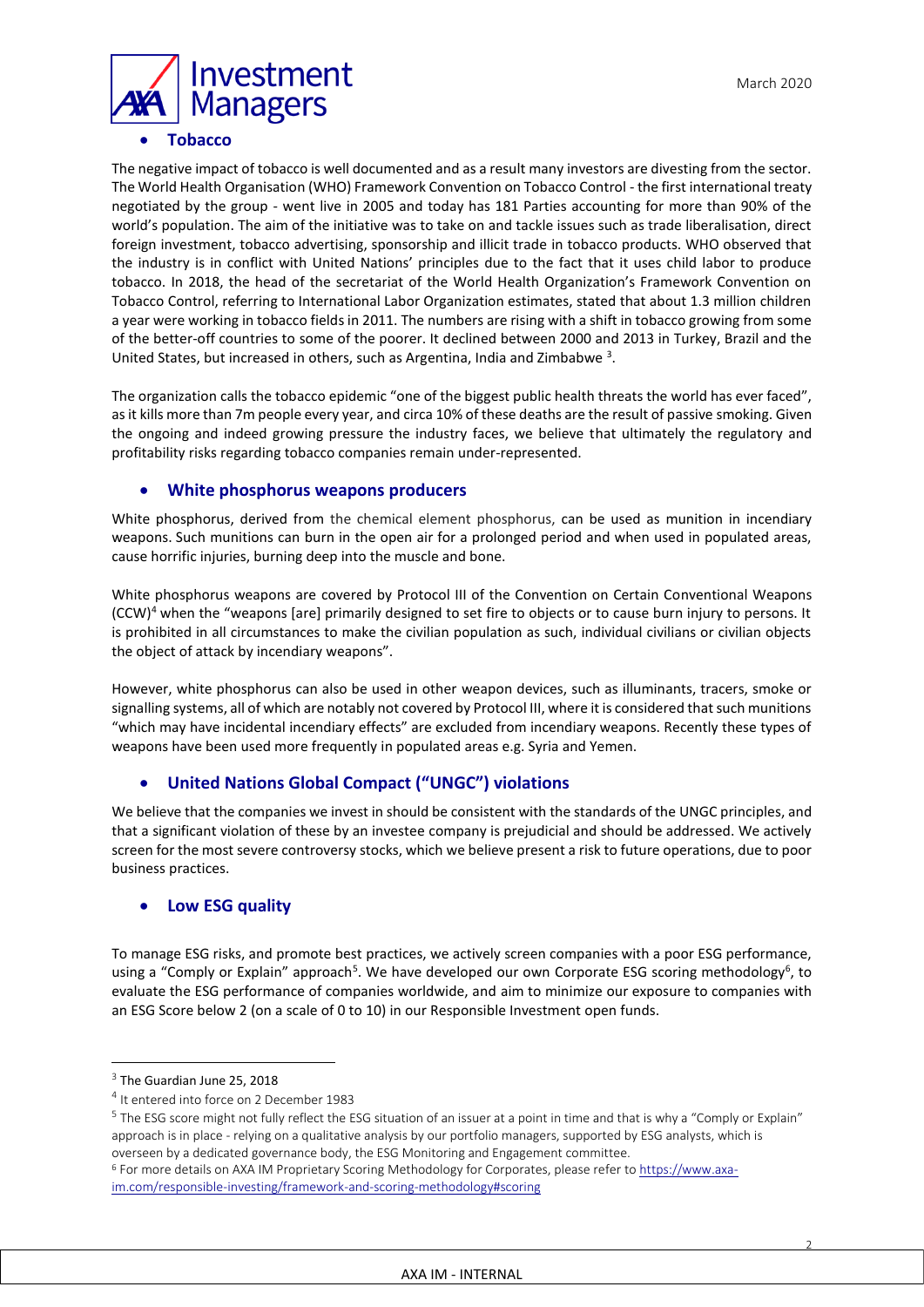- **Tobacco**

The negative impact of tobacco is well documented and as a result many investors are divesting from the sector. The World Health Organisation (WHO) Framework Convention on Tobacco Control - the first international treaty negotiated by the group - went live in 2005 and today has 181 Parties accounting for more than 90% of the world's population. The aim of the initiative was to take on and tackle issues such as trade liberalisation, direct foreign investment, tobacco advertising, sponsorship and illicit trade in tobacco products. WHO observed that the industry is in conflict with United Nations' principles due to the fact that it uses child labor to produce tobacco. In 2018, the head of the secretariat of the World Health Organization's Framework Convention on Tobacco Control, referring to International Labor Organization estimates, stated that about 1.3 million children a year were working in tobacco fields in 2011. The numbers are rising with a shift in tobacco growing from some of the better-off countries to some of the poorer. It declined between 2000 and 2013 in Turkey, Brazil and the United States, but increased in others, such as Argentina, India and Zimbabwe [3].

The organization calls the tobacco epidemic "one of the biggest public health threats the world has ever faced", as it kills more than 7m people every year, and circa 10% of these deaths are the result of passive smoking. Given the ongoing and indeed growing pressure the industry faces, we believe that ultimately the regulatory and profitability risks regarding tobacco companies remain under-represented.

- **White phosphorus weapons producers**

White phosphorus, derived from the chemical element phosphorus, can be used as munition in incendiary weapons. Such munitions can burn in the open air for a prolonged period and when used in populated areas, cause horrific injuries, burning deep into the muscle and bone.

White phosphorus weapons are covered by Protocol III of the Convention on Certain Conventional Weapons (CCW)[4] when the "weapons [are] primarily designed to set fire to objects or to cause burn injury to persons. It is prohibited in all circumstances to make the civilian population as such, individual civilians or civilian objects the object of attack by incendiary weapons".

However, white phosphorus can also be used in other weapon devices, such as illuminants, tracers, smoke or signalling systems, all of which are notably not covered by Protocol III, where it is considered that such munitions "which may have incidental incendiary effects" are excluded from incendiary weapons. Recently these types of weapons have been used more frequently in populated areas e.g. Syria and Yemen.

- **United Nations Global Compact ("UNGC") violations**

We believe that the companies we invest in should be consistent with the standards of the UNGC principles, and that a significant violation of these by an investee company is prejudicial and should be addressed. We actively screen for the most severe controversy stocks, which we believe present a risk to future operations, due to poor business practices.

- **Low ESG quality**

To manage ESG risks, and promote best practices, we actively screen companies with a poor ESG performance, using a "Comply or Explain" approach[5]. We have developed our own Corporate ESG scoring methodology[6], to evaluate the ESG performance of companies worldwide, and aim to minimize our exposure to companies with an ESG Score below 2 (on a scale of 0 to 10) in our Responsible Investment open funds.

---

[3] The Guardian June 25, 2018

[4] It entered into force on 2 December 1983

[5] The ESG score might not fully reflect the ESG situation of an issuer at a point in time and that is why a "Comply or Explain" approach is in place - relying on a qualitative analysis by our portfolio managers, supported by ESG analysts, which is overseen by a dedicated governance body, the ESG Monitoring and Engagement committee.

[6] For more details on AXA IM Proprietary Scoring Methodology for Corporates, please refer to https://www.axa-im.com/responsible-investing/framework-and-scoring-methodology#scoring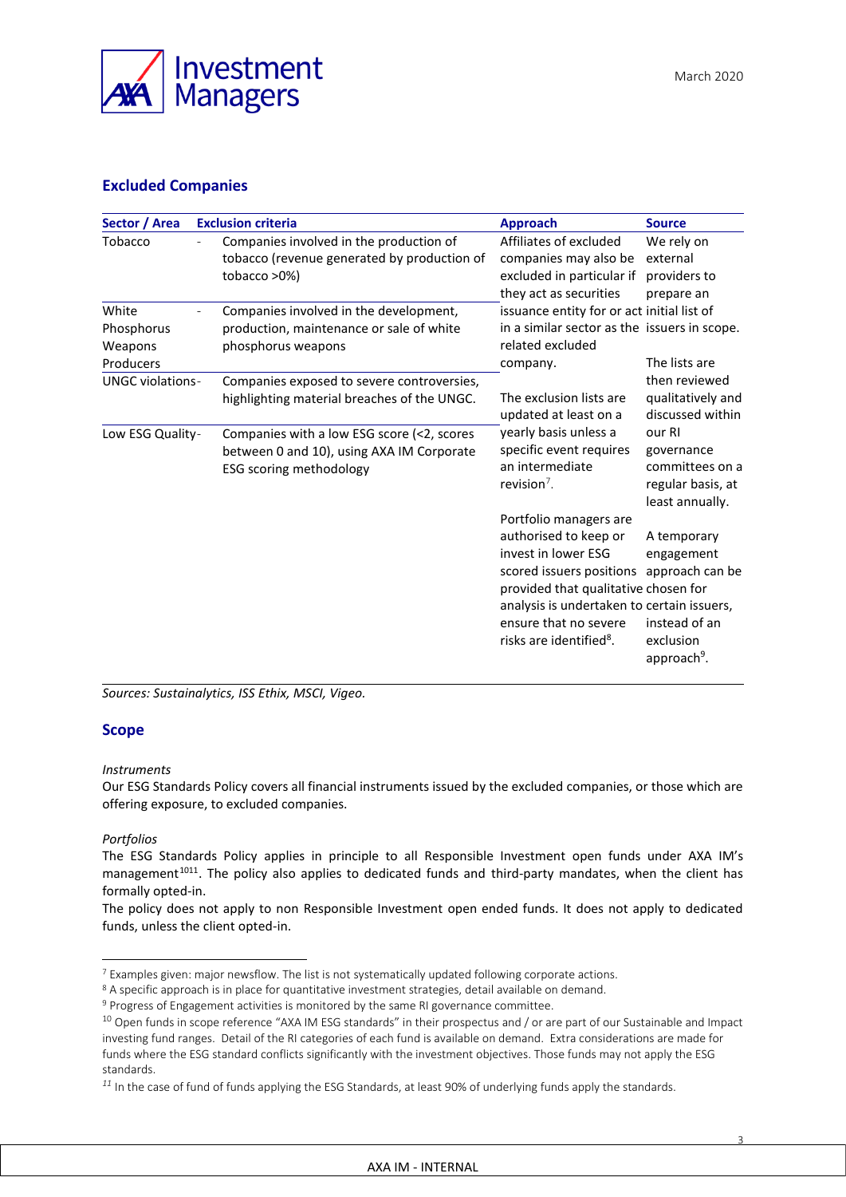## Excluded Companies

| Sector / Area | Exclusion criteria | Approach | Source |
|---|---|---|---|
| Tobacco | - Companies involved in the production of tobacco (revenue generated by production of tobacco >0%) | Affiliates of excluded companies may also be excluded in particular if they act as securities issuance entity for or act in a similar sector as the related excluded company.<br><br>The exclusion lists are updated at least on a yearly basis unless a specific event requires an intermediate revision[7].<br><br>Portfolio managers are authorised to keep or invest in lower ESG scored issuers positions provided that qualitative analysis is undertaken to ensure that no severe risks are identified[8]. | We rely on external providers to prepare an initial list of issuers in scope.<br><br>The lists are then reviewed qualitatively and discussed within our RI governance committees on a regular basis, at least annually.<br><br>A temporary engagement approach can be chosen for certain issuers, instead of an exclusion approach[9]. |
| White Phosphorus Weapons Producers | - Companies involved in the development, production, maintenance or sale of white phosphorus weapons | | |
| UNGC violations | - Companies exposed to severe controversies, highlighting material breaches of the UNGC. | | |
| Low ESG Quality | - Companies with a low ESG score (<2, scores between 0 and 10), using AXA IM Corporate ESG scoring methodology | | |

*Sources: Sustainalytics, ISS Ethix, MSCI, Vigeo.*

## Scope

*Instruments*

Our ESG Standards Policy covers all financial instruments issued by the excluded companies, or those which are offering exposure, to excluded companies.

*Portfolios*

The ESG Standards Policy applies in principle to all Responsible Investment open funds under AXA IM's management[10][11]. The policy also applies to dedicated funds and third-party mandates, when the client has formally opted-in.

The policy does not apply to non Responsible Investment open ended funds. It does not apply to dedicated funds, unless the client opted-in.

---

[7] Examples given: major newsflow. The list is not systematically updated following corporate actions.

[8] A specific approach is in place for quantitative investment strategies, detail available on demand.

[9] Progress of Engagement activities is monitored by the same RI governance committee.

[10] Open funds in scope reference "AXA IM ESG standards" in their prospectus and / or are part of our Sustainable and Impact investing fund ranges. Detail of the RI categories of each fund is available on demand. Extra considerations are made for funds where the ESG standard conflicts significantly with the investment objectives. Those funds may not apply the ESG standards.

[11] In the case of fund of funds applying the ESG Standards, at least 90% of underlying funds apply the standards.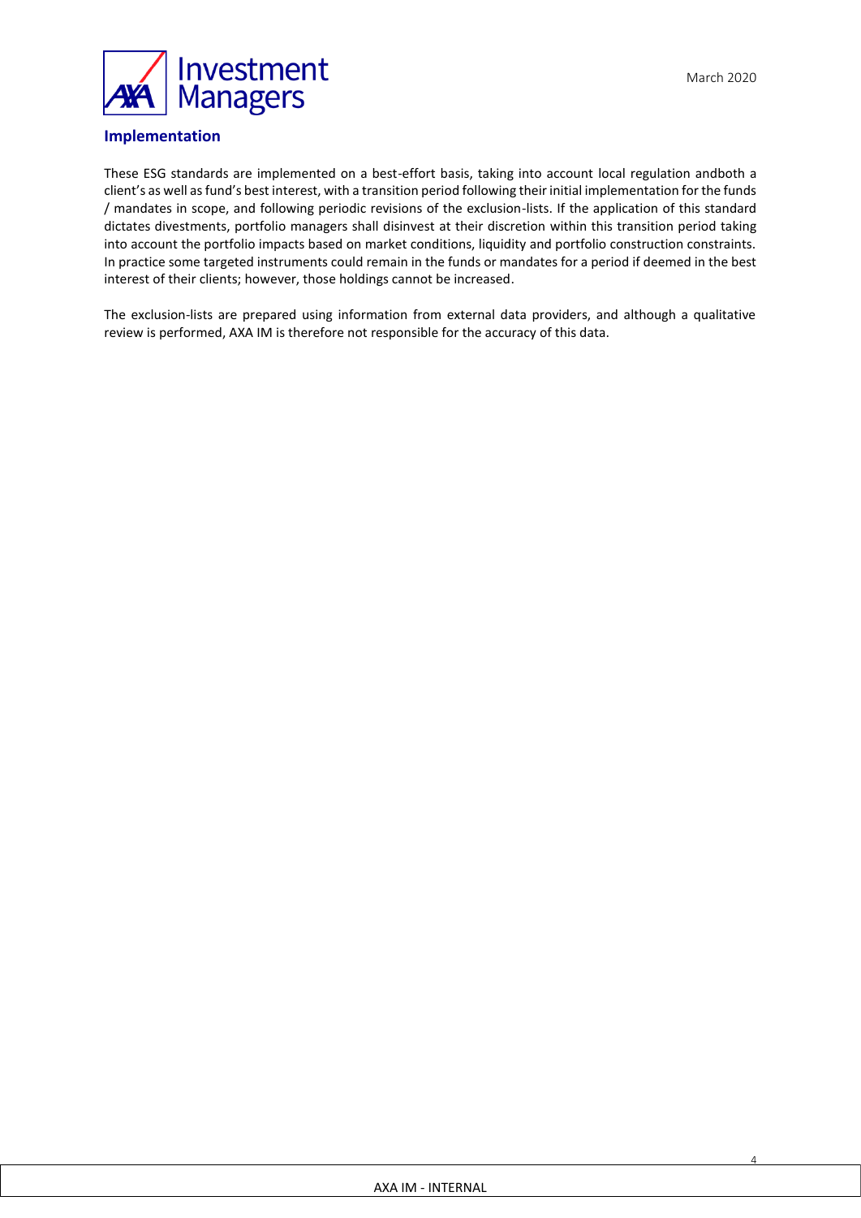## Implementation

These ESG standards are implemented on a best-effort basis, taking into account local regulation andboth a client's as well as fund's best interest, with a transition period following their initial implementation for the funds / mandates in scope, and following periodic revisions of the exclusion-lists. If the application of this standard dictates divestments, portfolio managers shall disinvest at their discretion within this transition period taking into account the portfolio impacts based on market conditions, liquidity and portfolio construction constraints. In practice some targeted instruments could remain in the funds or mandates for a period if deemed in the best interest of their clients; however, those holdings cannot be increased.

The exclusion-lists are prepared using information from external data providers, and although a qualitative review is performed, AXA IM is therefore not responsible for the accuracy of this data.